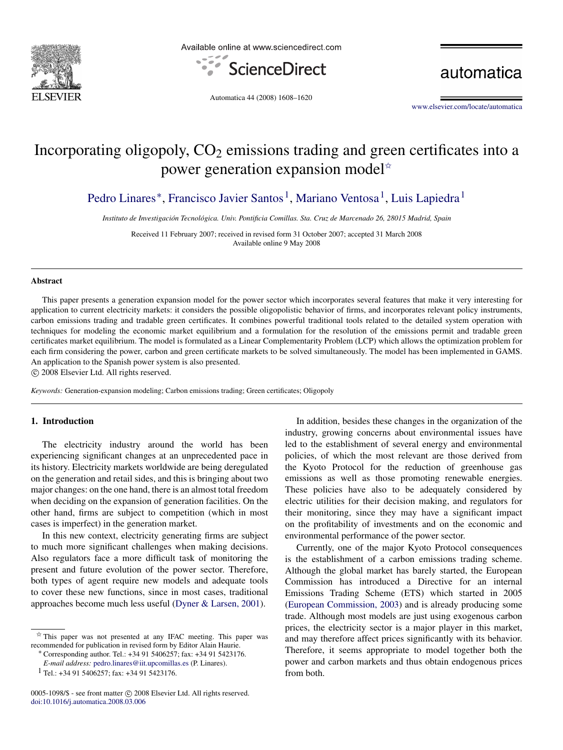# Incorporating oligopoly, $CO_2$ emissions trading and green certificates into a power generation expansion model[☆]

Pedro Linares[*], Francisco Javier Santos[1], Mariano Ventosa[1], Luis Lapiedra[1]

*Instituto de Investigación Tecnológica. Univ. Pontificia Comillas. Sta. Cruz de Marcenado 26, 28015 Madrid, Spain*

Received 11 February 2007; received in revised form 31 October 2007; accepted 31 March 2008
Available online 9 May 2008

## Abstract

This paper presents a generation expansion model for the power sector which incorporates several features that make it very interesting for application to current electricity markets: it considers the possible oligopolistic behavior of firms, and incorporates relevant policy instruments, carbon emissions trading and tradable green certificates. It combines powerful traditional tools related to the detailed system operation with techniques for modeling the economic market equilibrium and a formulation for the resolution of the emissions permit and tradable green certificates market equilibrium. The model is formulated as a Linear Complementarity Problem (LCP) which allows the optimization problem for each firm considering the power, carbon and green certificate markets to be solved simultaneously. The model has been implemented in GAMS. An application to the Spanish power system is also presented.

© 2008 Elsevier Ltd. All rights reserved.

*Keywords:* Generation-expansion modeling; Carbon emissions trading; Green certificates; Oligopoly

## 1. Introduction

The electricity industry around the world has been experiencing significant changes at an unprecedented pace in its history. Electricity markets worldwide are being deregulated on the generation and retail sides, and this is bringing about two major changes: on the one hand, there is an almost total freedom when deciding on the expansion of generation facilities. On the other hand, firms are subject to competition (which in most cases is imperfect) in the generation market.

In this new context, electricity generating firms are subject to much more significant challenges when making decisions. Also regulators face a more difficult task of monitoring the present and future evolution of the power sector. Therefore, both types of agent require new models and adequate tools to cover these new functions, since in most cases, traditional approaches become much less useful (Dyner & Larsen, 2001).

In addition, besides these changes in the organization of the industry, growing concerns about environmental issues have led to the establishment of several energy and environmental policies, of which the most relevant are those derived from the Kyoto Protocol for the reduction of greenhouse gas emissions as well as those promoting renewable energies. These policies have also to be adequately considered by electric utilities for their decision making, and regulators for their monitoring, since they may have a significant impact on the profitability of investments and on the economic and environmental performance of the power sector.

Currently, one of the major Kyoto Protocol consequences is the establishment of a carbon emissions trading scheme. Although the global market has barely started, the European Commission has introduced a Directive for an internal Emissions Trading Scheme (ETS) which started in 2005 (European Commission, 2003) and is already producing some trade. Although most models are just using exogenous carbon prices, the electricity sector is a major player in this market, and may therefore affect prices significantly with its behavior. Therefore, it seems appropriate to model together both the power and carbon markets and thus obtain endogenous prices from both.

---

[☆] This paper was not presented at any IFAC meeting. This paper was recommended for publication in revised form by Editor Alain Haurie.

[*] Corresponding author. Tel.: +34 91 5406257; fax: +34 91 5423176.
*E-mail address:* pedro.linares@iit.upcomillas.es (P. Linares).

[1] Tel.: +34 91 5406257; fax: +34 91 5423176.

0005-1098/$ - see front matter © 2008 Elsevier Ltd. All rights reserved.
doi:10.1016/j.automatica.2008.03.006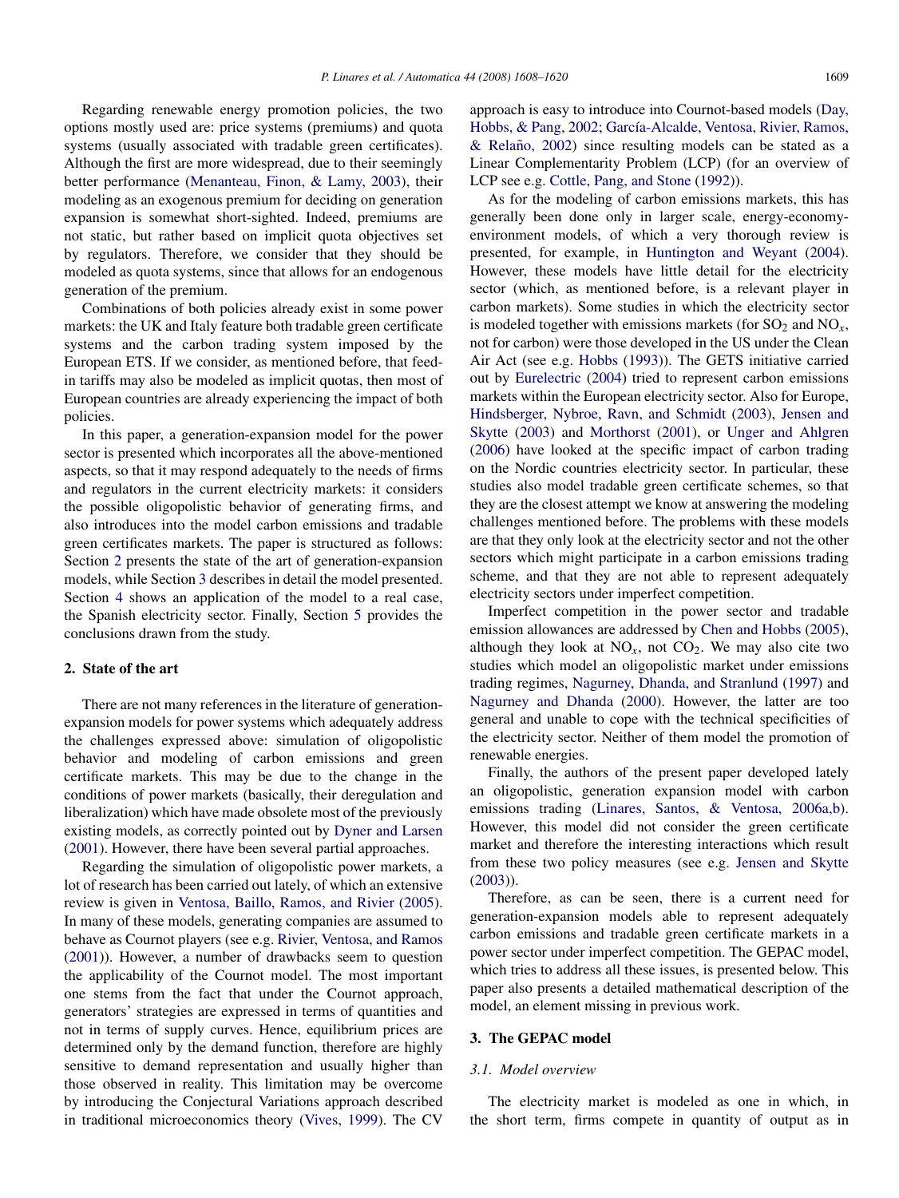Regarding renewable energy promotion policies, the two options mostly used are: price systems (premiums) and quota systems (usually associated with tradable green certificates). Although the first are more widespread, due to their seemingly better performance (Menanteau, Finon, & Lamy, 2003), their modeling as an exogenous premium for deciding on generation expansion is somewhat short-sighted. Indeed, premiums are not static, but rather based on implicit quota objectives set by regulators. Therefore, we consider that they should be modeled as quota systems, since that allows for an endogenous generation of the premium.

Combinations of both policies already exist in some power markets: the UK and Italy feature both tradable green certificate systems and the carbon trading system imposed by the European ETS. If we consider, as mentioned before, that feed-in tariffs may also be modeled as implicit quotas, then most of European countries are already experiencing the impact of both policies.

In this paper, a generation-expansion model for the power sector is presented which incorporates all the above-mentioned aspects, so that it may respond adequately to the needs of firms and regulators in the current electricity markets: it considers the possible oligopolistic behavior of generating firms, and also introduces into the model carbon emissions and tradable green certificates markets. The paper is structured as follows: Section 2 presents the state of the art of generation-expansion models, while Section 3 describes in detail the model presented. Section 4 shows an application of the model to a real case, the Spanish electricity sector. Finally, Section 5 provides the conclusions drawn from the study.

## 2. State of the art

There are not many references in the literature of generation-expansion models for power systems which adequately address the challenges expressed above: simulation of oligopolistic behavior and modeling of carbon emissions and green certificate markets. This may be due to the change in the conditions of power markets (basically, their deregulation and liberalization) which have made obsolete most of the previously existing models, as correctly pointed out by Dyner and Larsen (2001). However, there have been several partial approaches.

Regarding the simulation of oligopolistic power markets, a lot of research has been carried out lately, of which an extensive review is given in Ventosa, Baillo, Ramos, and Rivier (2005). In many of these models, generating companies are assumed to behave as Cournot players (see e.g. Rivier, Ventosa, and Ramos (2001)). However, a number of drawbacks seem to question the applicability of the Cournot model. The most important one stems from the fact that under the Cournot approach, generators' strategies are expressed in terms of quantities and not in terms of supply curves. Hence, equilibrium prices are determined only by the demand function, therefore are highly sensitive to demand representation and usually higher than those observed in reality. This limitation may be overcome by introducing the Conjectural Variations approach described in traditional microeconomics theory (Vives, 1999). The CV approach is easy to introduce into Cournot-based models (Day, Hobbs, & Pang, 2002; García-Alcalde, Ventosa, Rivier, Ramos, & Relaño, 2002) since resulting models can be stated as a Linear Complementarity Problem (LCP) (for an overview of LCP see e.g. Cottle, Pang, and Stone (1992)).

As for the modeling of carbon emissions markets, this has generally been done only in larger scale, energy-economy-environment models, of which a very thorough review is presented, for example, in Huntington and Weyant (2004). However, these models have little detail for the electricity sector (which, as mentioned before, is a relevant player in carbon markets). Some studies in which the electricity sector is modeled together with emissions markets (for $SO_2$ and $NO_x$, not for carbon) were those developed in the US under the Clean Air Act (see e.g. Hobbs (1993)). The GETS initiative carried out by Eurelectric (2004) tried to represent carbon emissions markets within the European electricity sector. Also for Europe, Hindsberger, Nybroe, Ravn, and Schmidt (2003), Jensen and Skytte (2003) and Morthorst (2001), or Unger and Ahlgren (2006) have looked at the specific impact of carbon trading on the Nordic countries electricity sector. In particular, these studies also model tradable green certificate schemes, so that they are the closest attempt we know at answering the modeling challenges mentioned before. The problems with these models are that they only look at the electricity sector and not the other sectors which might participate in a carbon emissions trading scheme, and that they are not able to represent adequately electricity sectors under imperfect competition.

Imperfect competition in the power sector and tradable emission allowances are addressed by Chen and Hobbs (2005), although they look at $NO_x$, not $CO_2$. We may also cite two studies which model an oligopolistic market under emissions trading regimes, Nagurney, Dhanda, and Stranlund (1997) and Nagurney and Dhanda (2000). However, the latter are too general and unable to cope with the technical specificities of the electricity sector. Neither of them model the promotion of renewable energies.

Finally, the authors of the present paper developed lately an oligopolistic, generation expansion model with carbon emissions trading (Linares, Santos, & Ventosa, 2006a,b). However, this model did not consider the green certificate market and therefore the interesting interactions which result from these two policy measures (see e.g. Jensen and Skytte (2003)).

Therefore, as can be seen, there is a current need for generation-expansion models able to represent adequately carbon emissions and tradable green certificate markets in a power sector under imperfect competition. The GEPAC model, which tries to address all these issues, is presented below. This paper also presents a detailed mathematical description of the model, an element missing in previous work.

## 3. The GEPAC model

### 3.1. Model overview

The electricity market is modeled as one in which, in the short term, firms compete in quantity of output as in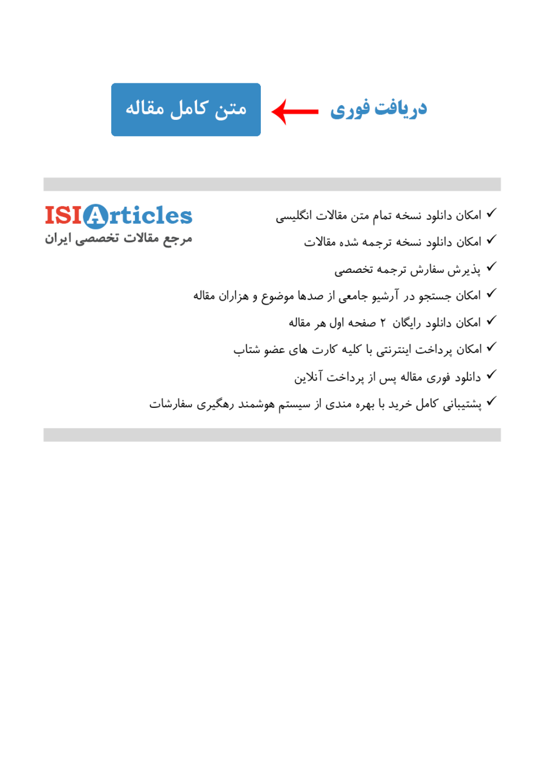دریافت فوری ← متن کامل مقاله

**ISIArticles**
مرجع مقالات تخصصی ایران

- ✓ امکان دانلود نسخه تمام متن مقالات انگلیسی
- ✓ امکان دانلود نسخه ترجمه شده مقالات
- ✓ پذیرش سفارش ترجمه تخصصی
- ✓ امکان جستجو در آرشیو جامعی از صدها موضوع و هزاران مقاله
- ✓ امکان دانلود رایگان ۲ صفحه اول هر مقاله
- ✓ امکان پرداخت اینترنتی با کلیه کارت های عضو شتاب
- ✓ دانلود فوری مقاله پس از پرداخت آنلاین
- ✓ پشتیبانی کامل خرید با بهره مندی از سیستم هوشمند رهگیری سفارشات